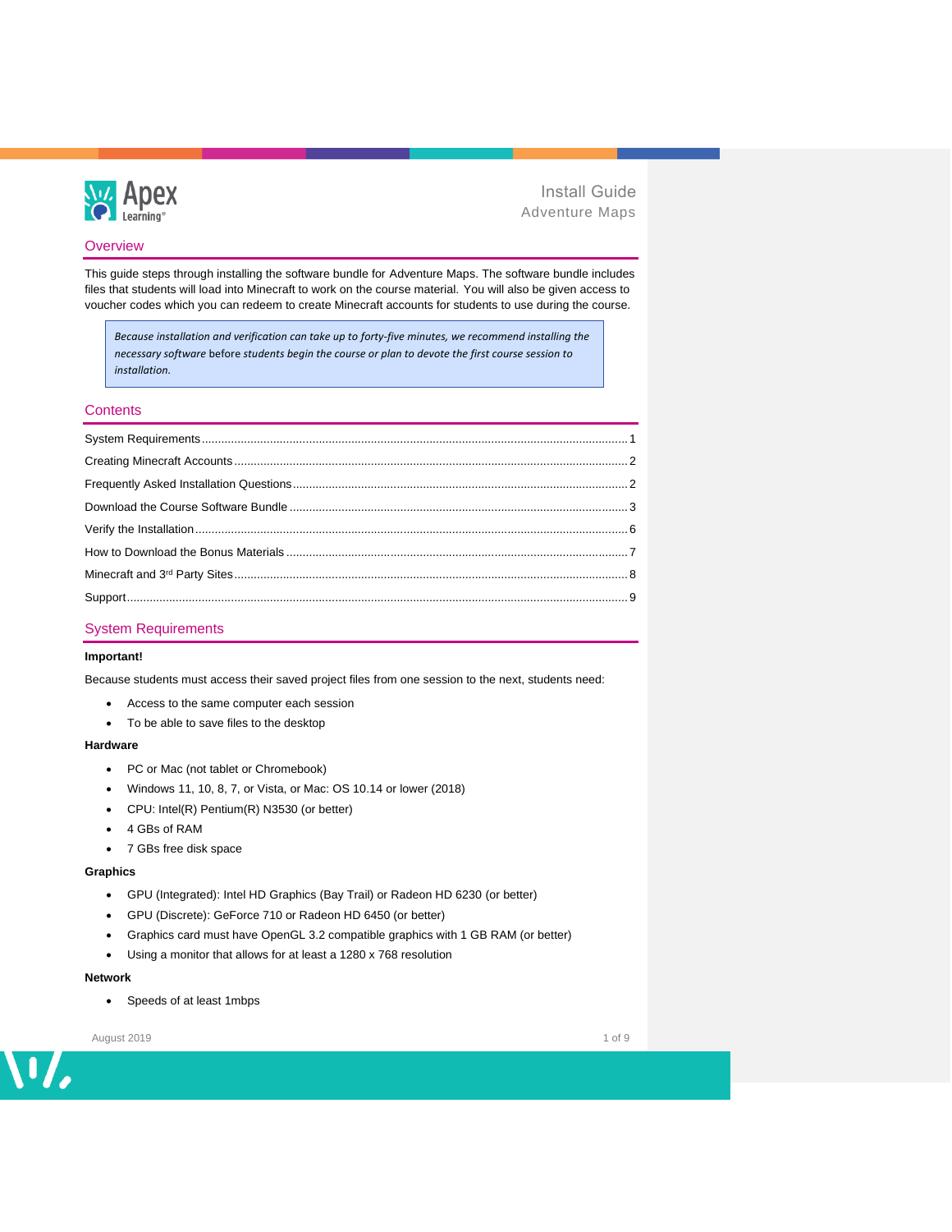Apex Learning

# Install Guide

Adventure Maps

## Overview

This guide steps through installing the software bundle for Adventure Maps. The software bundle includes files that students will load into Minecraft to work on the course material. You will also be given access to voucher codes which you can redeem to create Minecraft accounts for students to use during the course.

> *Because installation and verification can take up to forty-five minutes, we recommend installing the necessary software* before *students begin the course or plan to devote the first course session to installation.*

## Contents

- System Requirements ... 1
- Creating Minecraft Accounts ... 2
- Frequently Asked Installation Questions ... 2
- Download the Course Software Bundle ... 3
- Verify the Installation ... 6
- How to Download the Bonus Materials ... 7
- Minecraft and 3rd Party Sites ... 8
- Support ... 9

## System Requirements

**Important!**

Because students must access their saved project files from one session to the next, students need:

- Access to the same computer each session
- To be able to save files to the desktop

**Hardware**

- PC or Mac (not tablet or Chromebook)
- Windows 11, 10, 8, 7, or Vista, or Mac: OS 10.14 or lower (2018)
- CPU: Intel(R) Pentium(R) N3530 (or better)
- 4 GBs of RAM
- 7 GBs free disk space

**Graphics**

- GPU (Integrated): Intel HD Graphics (Bay Trail) or Radeon HD 6230 (or better)
- GPU (Discrete): GeForce 710 or Radeon HD 6450 (or better)
- Graphics card must have OpenGL 3.2 compatible graphics with 1 GB RAM (or better)
- Using a monitor that allows for at least a 1280 x 768 resolution

**Network**

- Speeds of at least 1mbps

August 2019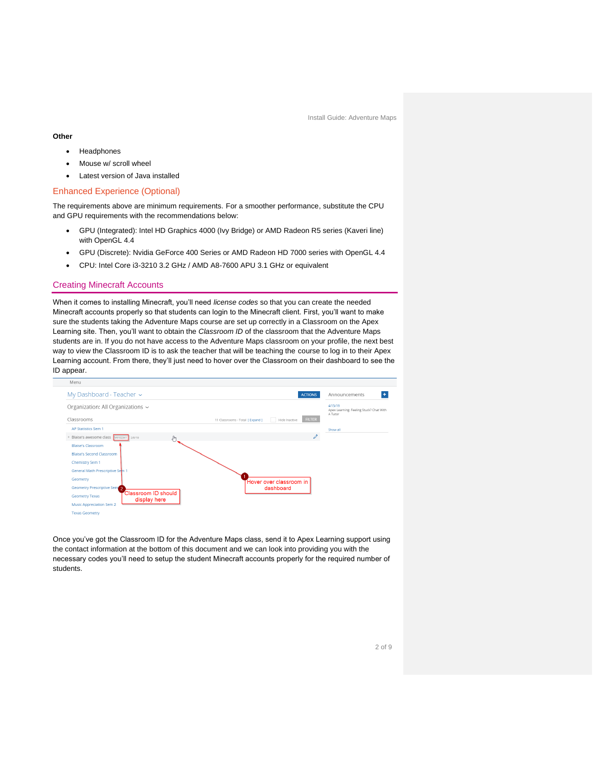**Other**

- Headphones
- Mouse w/ scroll wheel
- Latest version of Java installed

## Enhanced Experience (Optional)

The requirements above are minimum requirements. For a smoother performance, substitute the CPU and GPU requirements with the recommendations below:

- GPU (Integrated): Intel HD Graphics 4000 (Ivy Bridge) or AMD Radeon R5 series (Kaveri line) with OpenGL 4.4
- GPU (Discrete): Nvidia GeForce 400 Series or AMD Radeon HD 7000 series with OpenGL 4.4
- CPU: Intel Core i3-3210 3.2 GHz / AMD A8-7600 APU 3.1 GHz or equivalent

## Creating Minecraft Accounts

When it comes to installing Minecraft, you'll need *license codes* so that you can create the needed Minecraft accounts properly so that students can login to the Minecraft client. First, you'll want to make sure the students taking the Adventure Maps course are set up correctly in a Classroom on the Apex Learning site. Then, you'll want to obtain the *Classroom ID* of the classroom that the Adventure Maps students are in. If you do not have access to the Adventure Maps classroom on your profile, the next best way to view the Classroom ID is to ask the teacher that will be teaching the course to log in to their Apex Learning account. From there, they'll just need to hover over the Classroom on their dashboard to see the ID appear.

Once you've got the Classroom ID for the Adventure Maps class, send it to Apex Learning support using the contact information at the bottom of this document and we can look into providing you with the necessary codes you'll need to setup the student Minecraft accounts properly for the required number of students.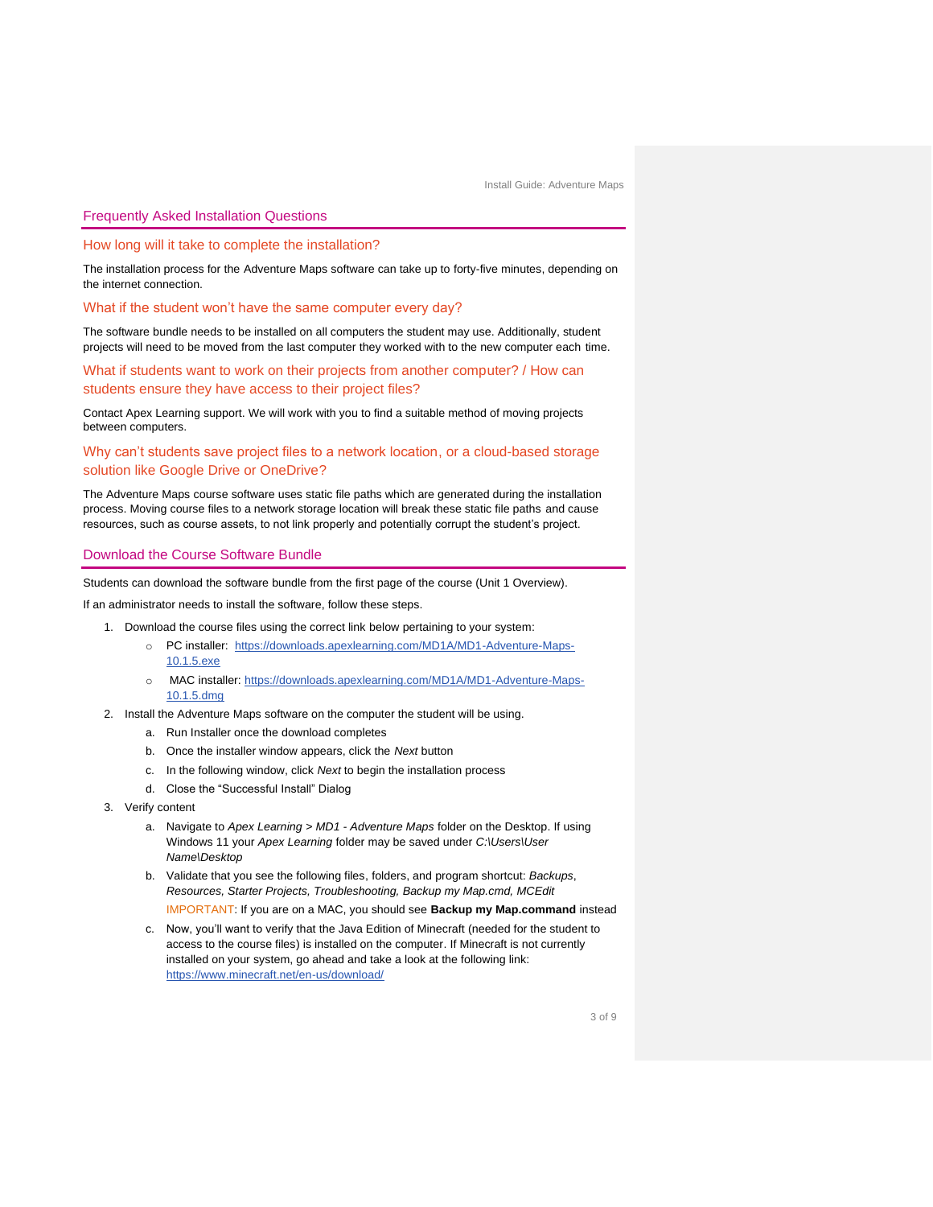## Frequently Asked Installation Questions

### How long will it take to complete the installation?

The installation process for the Adventure Maps software can take up to forty-five minutes, depending on the internet connection.

### What if the student won't have the same computer every day?

The software bundle needs to be installed on all computers the student may use. Additionally, student projects will need to be moved from the last computer they worked with to the new computer each time.

### What if students want to work on their projects from another computer? / How can students ensure they have access to their project files?

Contact Apex Learning support. We will work with you to find a suitable method of moving projects between computers.

### Why can't students save project files to a network location, or a cloud-based storage solution like Google Drive or OneDrive?

The Adventure Maps course software uses static file paths which are generated during the installation process. Moving course files to a network storage location will break these static file paths and cause resources, such as course assets, to not link properly and potentially corrupt the student's project.

## Download the Course Software Bundle

Students can download the software bundle from the first page of the course (Unit 1 Overview).

If an administrator needs to install the software, follow these steps.

1. Download the course files using the correct link below pertaining to your system:
    - PC installer: https://downloads.apexlearning.com/MD1A/MD1-Adventure-Maps-10.1.5.exe
    - MAC installer: https://downloads.apexlearning.com/MD1A/MD1-Adventure-Maps-10.1.5.dmg
2. Install the Adventure Maps software on the computer the student will be using.
    a. Run Installer once the download completes
    b. Once the installer window appears, click the *Next* button
    c. In the following window, click *Next* to begin the installation process
    d. Close the "Successful Install" Dialog
3. Verify content
    a. Navigate to *Apex Learning > MD1 - Adventure Maps* folder on the Desktop. If using Windows 11 your *Apex Learning* folder may be saved under *C:\Users\User Name\Desktop*
    b. Validate that you see the following files, folders, and program shortcut: *Backups, Resources, Starter Projects, Troubleshooting, Backup my Map.cmd, MCEdit*

       IMPORTANT: If you are on a MAC, you should see **Backup my Map.command** instead
    c. Now, you'll want to verify that the Java Edition of Minecraft (needed for the student to access to the course files) is installed on the computer. If Minecraft is not currently installed on your system, go ahead and take a look at the following link: https://www.minecraft.net/en-us/download/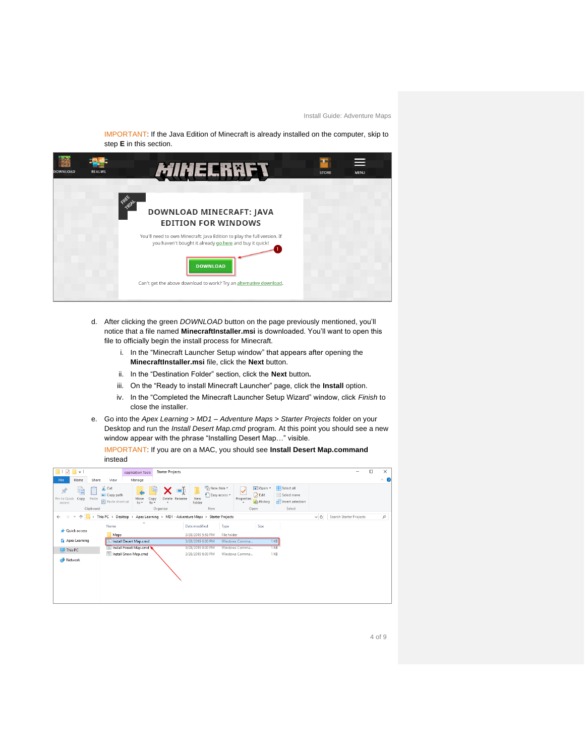IMPORTANT: If the Java Edition of Minecraft is already installed on the computer, skip to step **E** in this section.

d. After clicking the green *DOWNLOAD* button on the page previously mentioned, you'll notice that a file named **MinecraftInstaller.msi** is downloaded. You'll want to open this file to officially begin the install process for Minecraft.

   i. In the "Minecraft Launcher Setup window" that appears after opening the **MinecraftInstaller.msi** file, click the **Next** button.

   ii. In the "Destination Folder" section, click the **Next** button.

   iii. On the "Ready to install Minecraft Launcher" page, click the **Install** option.

   iv. In the "Completed the Minecraft Launcher Setup Wizard" window, click *Finish* to close the installer.

e. Go into the *Apex Learning > MD1 – Adventure Maps > Starter Projects* folder on your Desktop and run the *Install Desert Map.cmd* program. At this point you should see a new window appear with the phrase "Installing Desert Map…" visible.

   IMPORTANT: If you are on a MAC, you should see **Install Desert Map.command** instead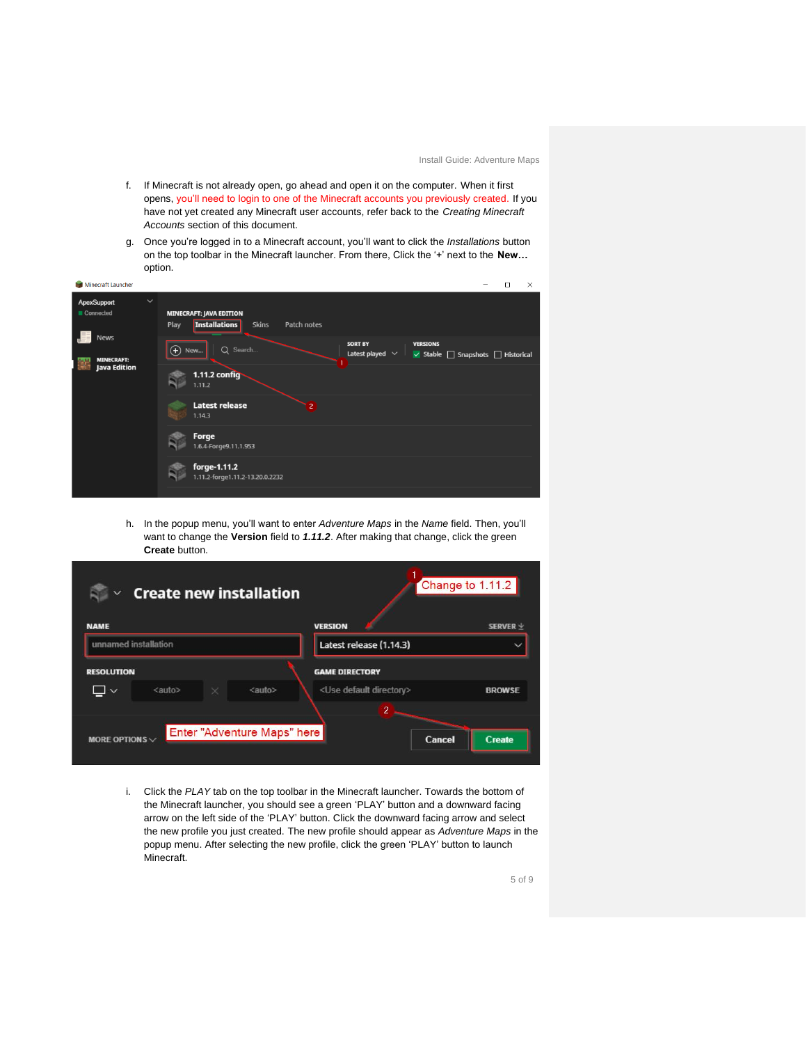f. If Minecraft is not already open, go ahead and open it on the computer. When it first opens, you'll need to login to one of the Minecraft accounts you previously created. If you have not yet created any Minecraft user accounts, refer back to the *Creating Minecraft Accounts* section of this document.

g. Once you're logged in to a Minecraft account, you'll want to click the *Installations* button on the top toolbar in the Minecraft launcher. From there, Click the '+' next to the **New…** option.

h. In the popup menu, you'll want to enter *Adventure Maps* in the *Name* field. Then, you'll want to change the **Version** field to ***1.11.2***. After making that change, click the green **Create** button.

i. Click the *PLAY* tab on the top toolbar in the Minecraft launcher. Towards the bottom of the Minecraft launcher, you should see a green 'PLAY' button and a downward facing arrow on the left side of the 'PLAY' button. Click the downward facing arrow and select the new profile you just created. The new profile should appear as *Adventure Maps* in the popup menu. After selecting the new profile, click the green 'PLAY' button to launch Minecraft.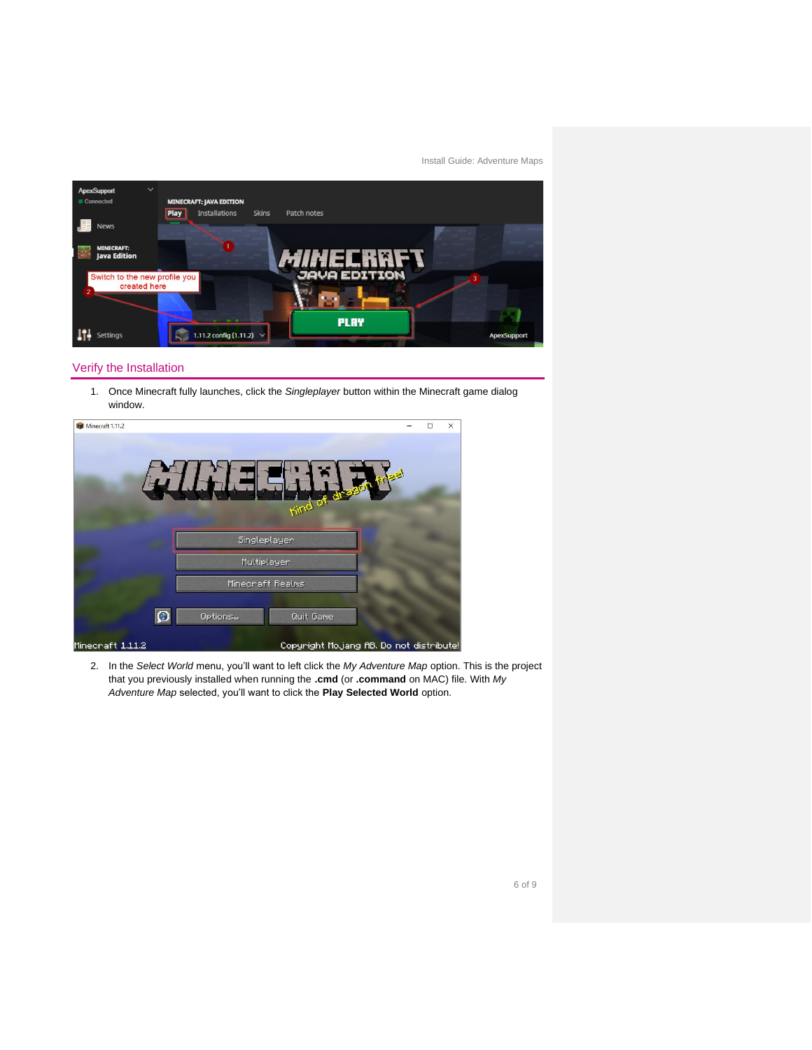## Verify the Installation

1. Once Minecraft fully launches, click the *Singleplayer* button within the Minecraft game dialog window.

2. In the *Select World* menu, you'll want to left click the *My Adventure Map* option. This is the project that you previously installed when running the **.cmd** (or **.command** on MAC) file. With *My Adventure Map* selected, you'll want to click the **Play Selected World** option.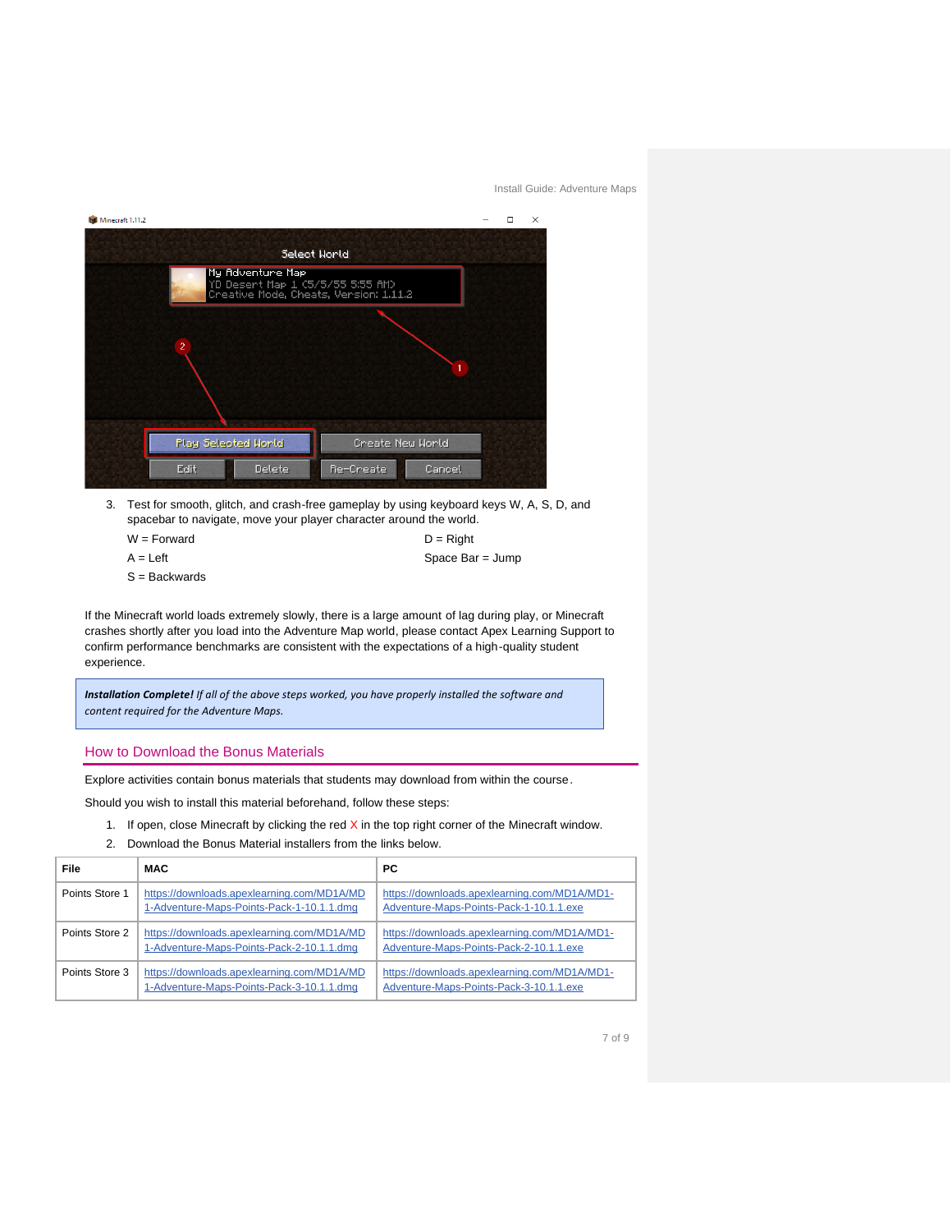3. Test for smooth, glitch, and crash-free gameplay by using keyboard keys W, A, S, D, and spacebar to navigate, move your player character around the world.

   W = Forward

   A = Left

   S = Backwards

   D = Right

   Space Bar = Jump

If the Minecraft world loads extremely slowly, there is a large amount of lag during play, or Minecraft crashes shortly after you load into the Adventure Map world, please contact Apex Learning Support to confirm performance benchmarks are consistent with the expectations of a high-quality student experience.

> ***Installation Complete!*** *If all of the above steps worked, you have properly installed the software and content required for the Adventure Maps.*

## How to Download the Bonus Materials

Explore activities contain bonus materials that students may download from within the course.

Should you wish to install this material beforehand, follow these steps:

1. If open, close Minecraft by clicking the red X in the top right corner of the Minecraft window.
2. Download the Bonus Material installers from the links below.

| File | MAC | PC |
|---|---|---|
| Points Store 1 | https://downloads.apexlearning.com/MD1A/MD1-Adventure-Maps-Points-Pack-1-10.1.1.dmg | https://downloads.apexlearning.com/MD1A/MD1-Adventure-Maps-Points-Pack-1-10.1.1.exe |
| Points Store 2 | https://downloads.apexlearning.com/MD1A/MD1-Adventure-Maps-Points-Pack-2-10.1.1.dmg | https://downloads.apexlearning.com/MD1A/MD1-Adventure-Maps-Points-Pack-2-10.1.1.exe |
| Points Store 3 | https://downloads.apexlearning.com/MD1A/MD1-Adventure-Maps-Points-Pack-3-10.1.1.dmg | https://downloads.apexlearning.com/MD1A/MD1-Adventure-Maps-Points-Pack-3-10.1.1.exe |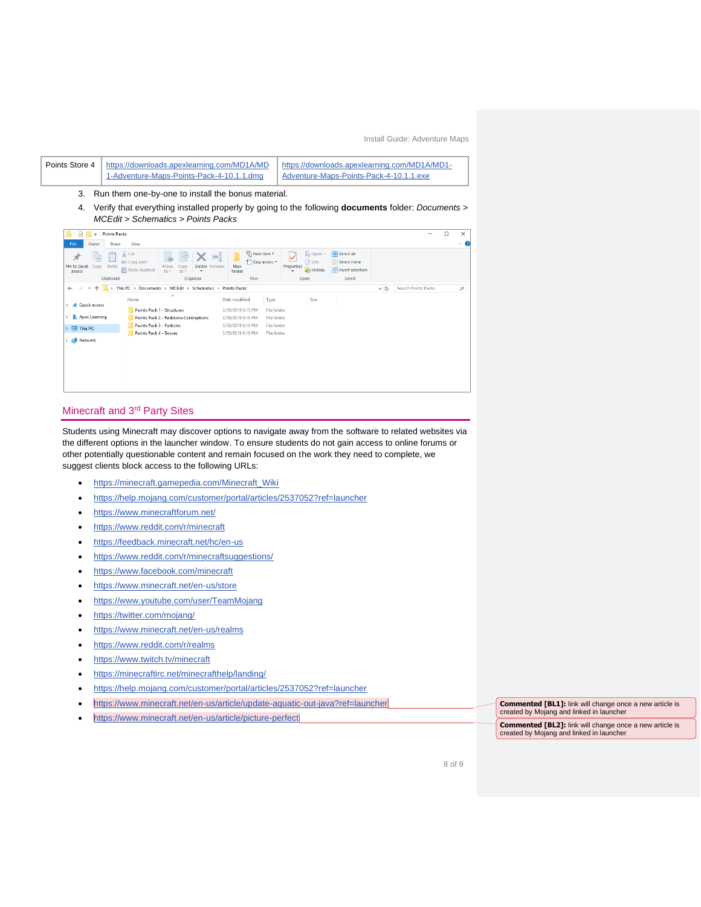| Points Store 4 | https://downloads.apexlearning.com/MD1A/MD1-Adventure-Maps-Points-Pack-4-10.1.1.dmg | https://downloads.apexlearning.com/MD1A/MD1-Adventure-Maps-Points-Pack-4-10.1.1.exe |
|---|---|---|

3. Run them one-by-one to install the bonus material.
4. Verify that everything installed properly by going to the following **documents** folder: *Documents > MCEdit > Schematics > Points Packs*

## Minecraft and 3rd Party Sites

Students using Minecraft may discover options to navigate away from the software to related websites via the different options in the launcher window. To ensure students do not gain access to online forums or other potentially questionable content and remain focused on the work they need to complete, we suggest clients block access to the following URLs:

- https://minecraft.gamepedia.com/Minecraft_Wiki
- https://help.mojang.com/customer/portal/articles/2537052?ref=launcher
- https://www.minecraftforum.net/
- https://www.reddit.com/r/minecraft
- https://feedback.minecraft.net/hc/en-us
- https://www.reddit.com/r/minecraftsuggestions/
- https://www.facebook.com/minecraft
- https://www.minecraft.net/en-us/store
- https://www.youtube.com/user/TeamMojang
- https://twitter.com/mojang/
- https://www.minecraft.net/en-us/realms
- https://www.reddit.com/r/realms
- https://www.twitch.tv/minecraft
- https://minecraftirc.net/minecrafthelp/landing/
- https://help.mojang.com/customer/portal/articles/2537052?ref=launcher
- https://www.minecraft.net/en-us/article/update-aquatic-out-java?ref=launcher
- https://www.minecraft.net/en-us/article/picture-perfect

**Commented [BL1]:** link will change once a new article is created by Mojang and linked in launcher

**Commented [BL2]:** link will change once a new article is created by Mojang and linked in launcher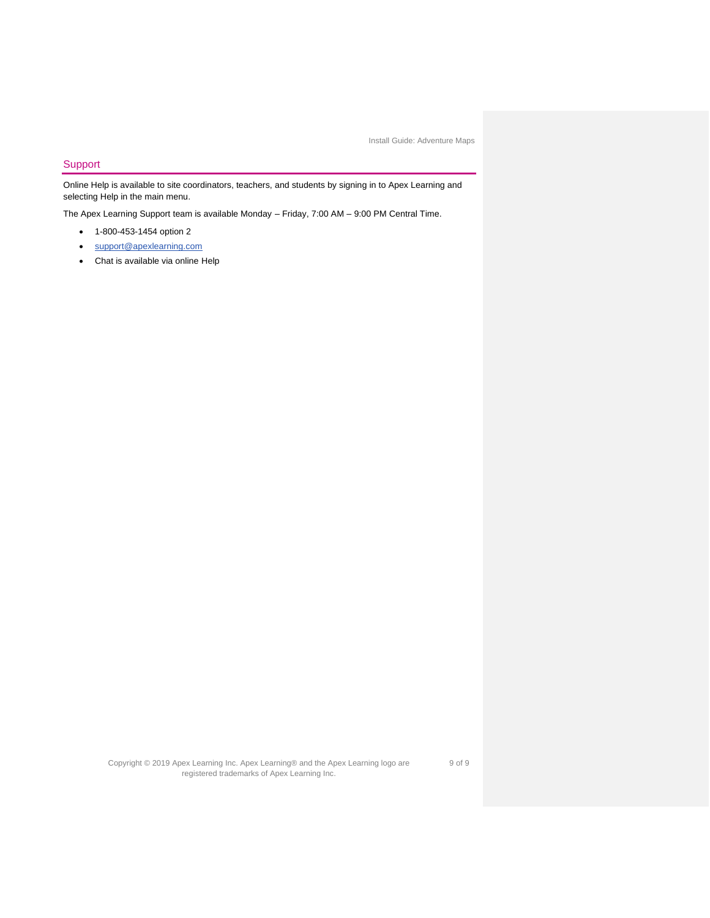## Support

Online Help is available to site coordinators, teachers, and students by signing in to Apex Learning and selecting Help in the main menu.

The Apex Learning Support team is available Monday – Friday, 7:00 AM – 9:00 PM Central Time.

- 1-800-453-1454 option 2
- support@apexlearning.com
- Chat is available via online Help

Copyright © 2019 Apex Learning Inc. Apex Learning® and the Apex Learning logo are registered trademarks of Apex Learning Inc.